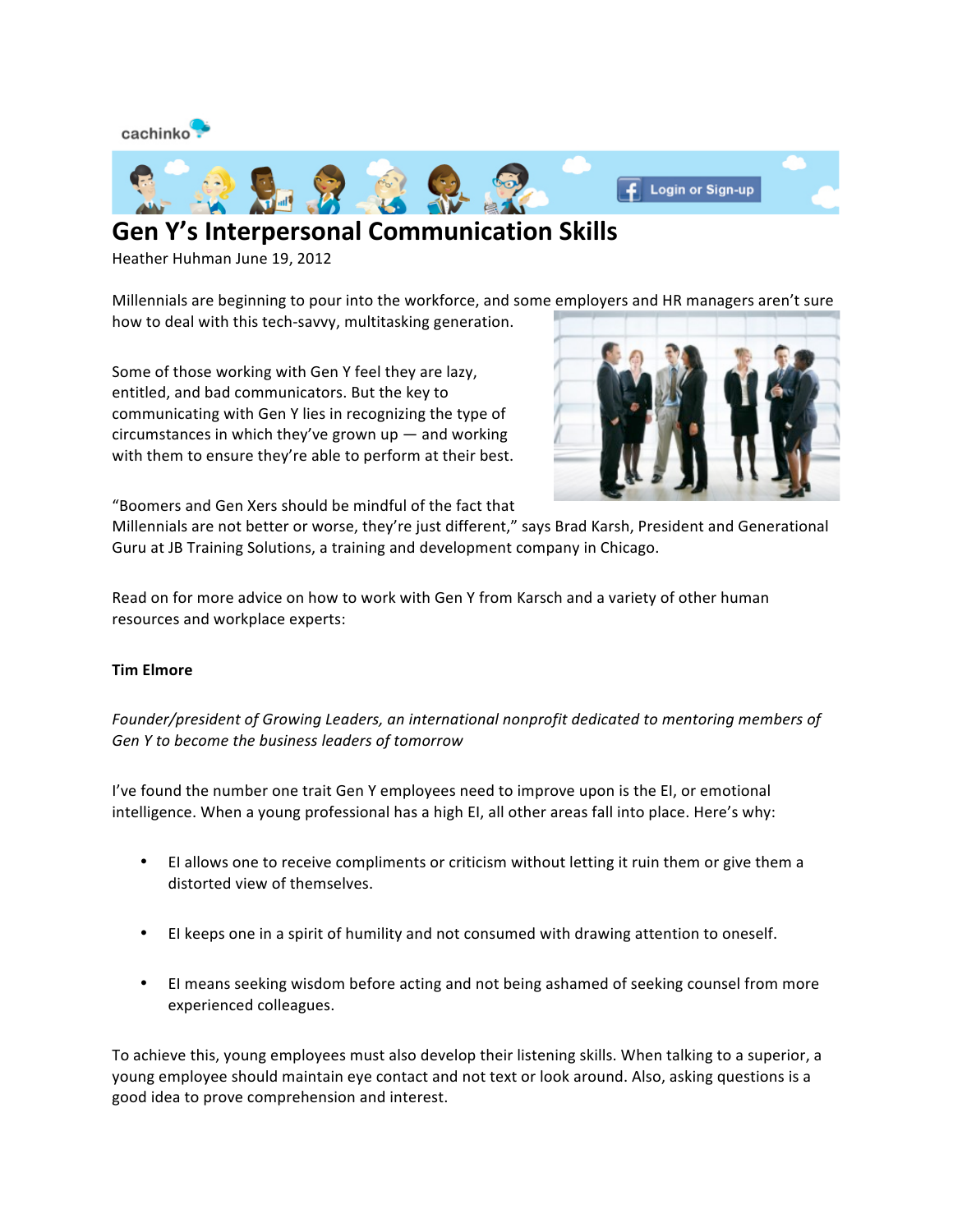cachinko

# Gen Y's Interpersonal Communication Skills

Heather Huhman June 19, 2012

Millennials are beginning to pour into the workforce, and some employers and HR managers aren't sure how to deal with this tech-savvy, multitasking generation.

Some of those working with Gen Y feel they are lazy, entitled, and bad communicators. But the key to communicating with Gen Y lies in recognizing the type of circumstances in which they've grown up — and working with them to ensure they're able to perform at their best.

"Boomers and Gen Xers should be mindful of the fact that Millennials are not better or worse, they're just different," says Brad Karsh, President and Generational Guru at JB Training Solutions, a training and development company in Chicago.

Read on for more advice on how to work with Gen Y from Karsch and a variety of other human resources and workplace experts:

**Tim Elmore**

*Founder/president of Growing Leaders, an international nonprofit dedicated to mentoring members of Gen Y to become the business leaders of tomorrow*

I've found the number one trait Gen Y employees need to improve upon is the EI, or emotional intelligence. When a young professional has a high EI, all other areas fall into place. Here's why:

- EI allows one to receive compliments or criticism without letting it ruin them or give them a distorted view of themselves.
- EI keeps one in a spirit of humility and not consumed with drawing attention to oneself.
- EI means seeking wisdom before acting and not being ashamed of seeking counsel from more experienced colleagues.

To achieve this, young employees must also develop their listening skills. When talking to a superior, a young employee should maintain eye contact and not text or look around. Also, asking questions is a good idea to prove comprehension and interest.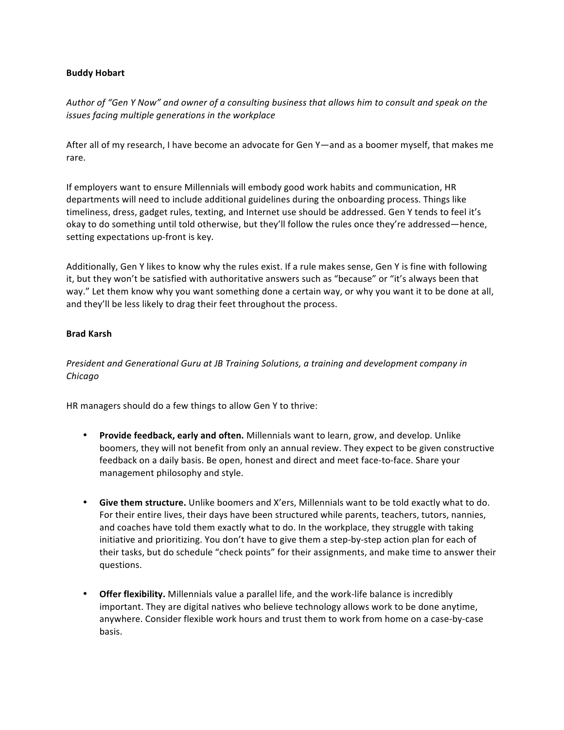**Buddy Hobart**

*Author of "Gen Y Now" and owner of a consulting business that allows him to consult and speak on the issues facing multiple generations in the workplace*

After all of my research, I have become an advocate for Gen Y—and as a boomer myself, that makes me rare.

If employers want to ensure Millennials will embody good work habits and communication, HR departments will need to include additional guidelines during the onboarding process. Things like timeliness, dress, gadget rules, texting, and Internet use should be addressed. Gen Y tends to feel it's okay to do something until told otherwise, but they'll follow the rules once they're addressed—hence, setting expectations up-front is key.

Additionally, Gen Y likes to know why the rules exist. If a rule makes sense, Gen Y is fine with following it, but they won't be satisfied with authoritative answers such as "because" or "it's always been that way." Let them know why you want something done a certain way, or why you want it to be done at all, and they'll be less likely to drag their feet throughout the process.

**Brad Karsh**

*President and Generational Guru at JB Training Solutions, a training and development company in Chicago*

HR managers should do a few things to allow Gen Y to thrive:

- **Provide feedback, early and often.** Millennials want to learn, grow, and develop. Unlike boomers, they will not benefit from only an annual review. They expect to be given constructive feedback on a daily basis. Be open, honest and direct and meet face-to-face. Share your management philosophy and style.

- **Give them structure.** Unlike boomers and X'ers, Millennials want to be told exactly what to do. For their entire lives, their days have been structured while parents, teachers, tutors, nannies, and coaches have told them exactly what to do. In the workplace, they struggle with taking initiative and prioritizing. You don't have to give them a step-by-step action plan for each of their tasks, but do schedule "check points" for their assignments, and make time to answer their questions.

- **Offer flexibility.** Millennials value a parallel life, and the work-life balance is incredibly important. They are digital natives who believe technology allows work to be done anytime, anywhere. Consider flexible work hours and trust them to work from home on a case-by-case basis.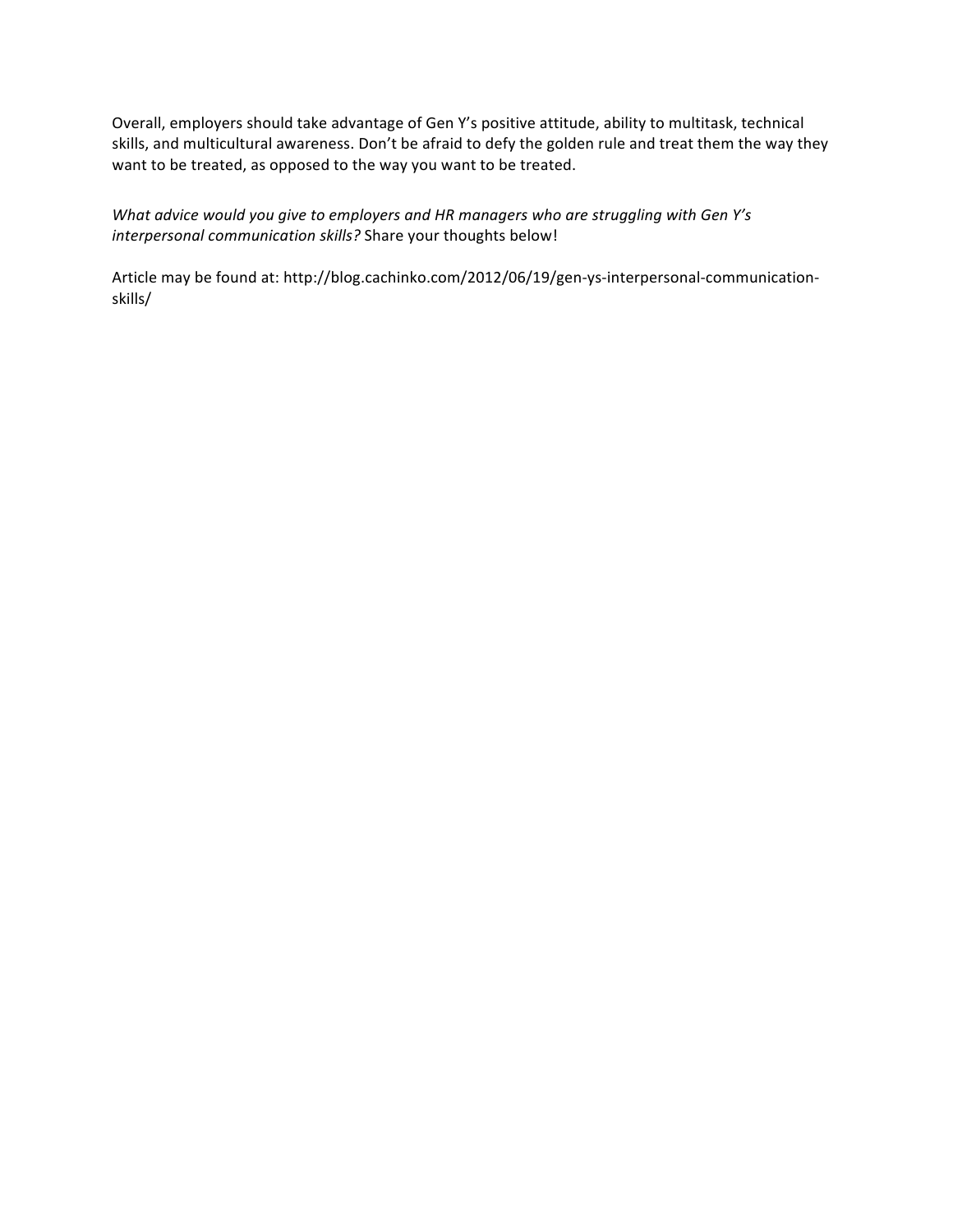Overall, employers should take advantage of Gen Y's positive attitude, ability to multitask, technical skills, and multicultural awareness. Don't be afraid to defy the golden rule and treat them the way they want to be treated, as opposed to the way you want to be treated.

*What advice would you give to employers and HR managers who are struggling with Gen Y's interpersonal communication skills?* Share your thoughts below!

Article may be found at: http://blog.cachinko.com/2012/06/19/gen-ys-interpersonal-communication-skills/